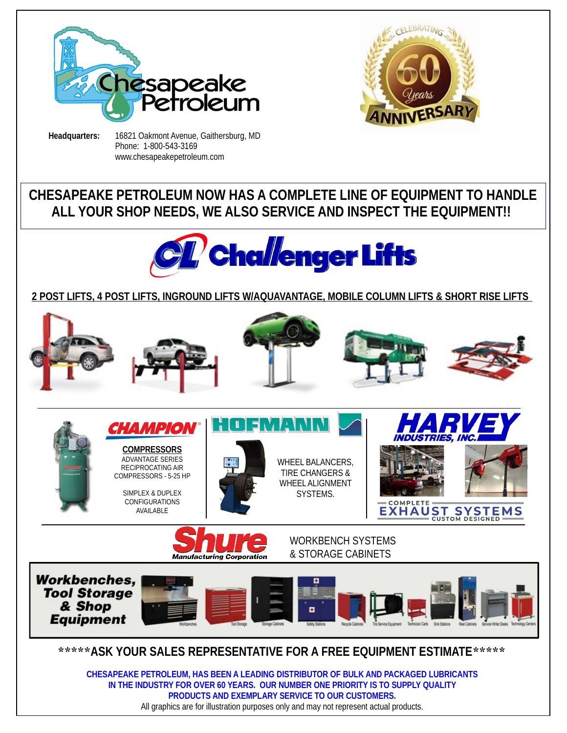# Chesapeake Petroleum

CELEBRATING 60 Years ANNIVERSARY

**Headquarters:** 16821 Oakmont Avenue, Gaithersburg, MD
Phone: 1-800-543-3169
www.chesapeakepetroleum.com

## CHESAPEAKE PETROLEUM NOW HAS A COMPLETE LINE OF EQUIPMENT TO HANDLE ALL YOUR SHOP NEEDS, WE ALSO SERVICE AND INSPECT THE EQUIPMENT!!

## CL Challenger Lifts

**2 POST LIFTS, 4 POST LIFTS, INGROUND LIFTS W/AQUAVANTAGE, MOBILE COLUMN LIFTS & SHORT RISE LIFTS**

## CHAMPION

**COMPRESSORS**
ADVANTAGE SERIES
RECIPROCATING AIR
COMPRESSORS - 5-25 HP

SIMPLEX & DUPLEX
CONFIGURATIONS
AVAILABLE

## HOFMANN

WHEEL BALANCERS,
TIRE CHANGERS &
WHEEL ALIGNMENT
SYSTEMS.

## HARVEY INDUSTRIES, INC.

COMPLETE
EXHAUST SYSTEMS
CUSTOM DESIGNED

## Shure Manufacturing Corporation

WORKBENCH SYSTEMS
& STORAGE CABINETS

**Workbenches, Tool Storage & Shop Equipment**

Workbenches | Tool Storage | Storage Cabinets | Safety Stations | Recycle Cabinets | Tire Service Equipment | Technician Carts | Sink Stations | Reel Cabinets | Service Writer Desks | Technology Centers

**\*\*\*\*\*ASK YOUR SALES REPRESENTATIVE FOR A FREE EQUIPMENT ESTIMATE\*\*\*\*\***

**CHESAPEAKE PETROLEUM, HAS BEEN A LEADING DISTRIBUTOR OF BULK AND PACKAGED LUBRICANTS IN THE INDUSTRY FOR OVER 60 YEARS. OUR NUMBER ONE PRIORITY IS TO SUPPLY QUALITY PRODUCTS AND EXEMPLARY SERVICE TO OUR CUSTOMERS.**

All graphics are for illustration purposes only and may not represent actual products.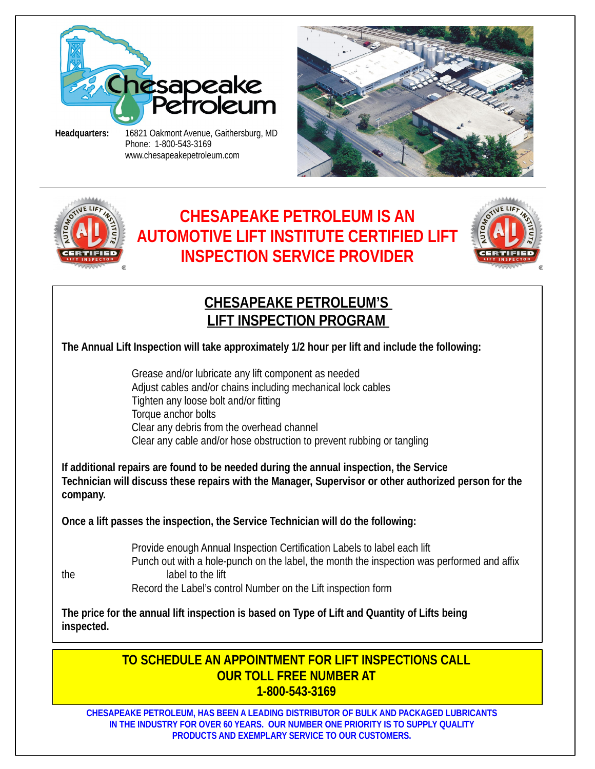Chesapeake Petroleum

**Headquarters:** 16821 Oakmont Avenue, Gaithersburg, MD
Phone: 1-800-543-3169
www.chesapeakepetroleum.com

---

# CHESAPEAKE PETROLEUM IS AN AUTOMOTIVE LIFT INSTITUTE CERTIFIED LIFT INSPECTION SERVICE PROVIDER

## CHESAPEAKE PETROLEUM'S LIFT INSPECTION PROGRAM

**The Annual Lift Inspection will take approximately 1/2 hour per lift and include the following:**

- Grease and/or lubricate any lift component as needed
- Adjust cables and/or chains including mechanical lock cables
- Tighten any loose bolt and/or fitting
- Torque anchor bolts
- Clear any debris from the overhead channel
- Clear any cable and/or hose obstruction to prevent rubbing or tangling

**If additional repairs are found to be needed during the annual inspection, the Service Technician will discuss these repairs with the Manager, Supervisor or other authorized person for the company.**

**Once a lift passes the inspection, the Service Technician will do the following:**

- Provide enough Annual Inspection Certification Labels to label each lift
- Punch out with a hole-punch on the label, the month the inspection was performed and affix the label to the lift
- Record the Label's control Number on the Lift inspection form

**The price for the annual lift inspection is based on Type of Lift and Quantity of Lifts being inspected.**

**TO SCHEDULE AN APPOINTMENT FOR LIFT INSPECTIONS CALL OUR TOLL FREE NUMBER AT 1-800-543-3169**

**CHESAPEAKE PETROLEUM, HAS BEEN A LEADING DISTRIBUTOR OF BULK AND PACKAGED LUBRICANTS IN THE INDUSTRY FOR OVER 60 YEARS. OUR NUMBER ONE PRIORITY IS TO SUPPLY QUALITY PRODUCTS AND EXEMPLARY SERVICE TO OUR CUSTOMERS.**